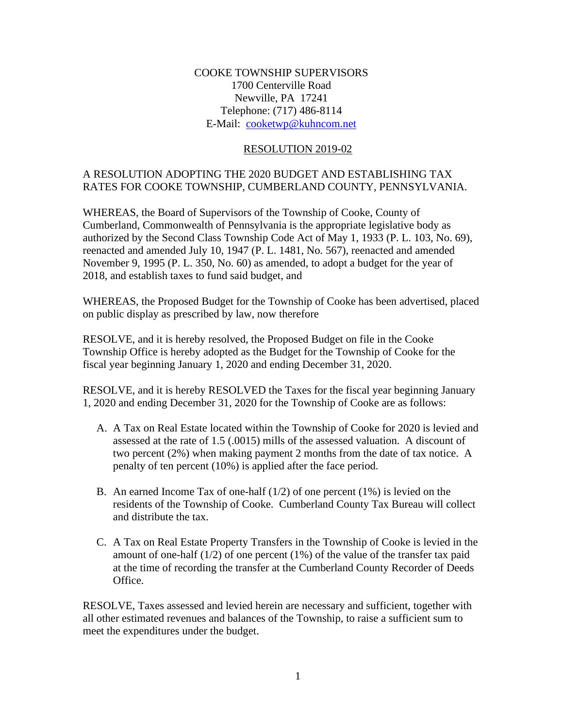COOKE TOWNSHIP SUPERVISORS
1700 Centerville Road
Newville, PA 17241
Telephone: (717) 486-8114
E-Mail: cooketwp@kuhncom.net

RESOLUTION 2019-02

A RESOLUTION ADOPTING THE 2020 BUDGET AND ESTABLISHING TAX RATES FOR COOKE TOWNSHIP, CUMBERLAND COUNTY, PENNSYLVANIA.

WHEREAS, the Board of Supervisors of the Township of Cooke, County of Cumberland, Commonwealth of Pennsylvania is the appropriate legislative body as authorized by the Second Class Township Code Act of May 1, 1933 (P. L. 103, No. 69), reenacted and amended July 10, 1947 (P. L. 1481, No. 567), reenacted and amended November 9, 1995 (P. L. 350, No. 60) as amended, to adopt a budget for the year of 2018, and establish taxes to fund said budget, and

WHEREAS, the Proposed Budget for the Township of Cooke has been advertised, placed on public display as prescribed by law, now therefore

RESOLVE, and it is hereby resolved, the Proposed Budget on file in the Cooke Township Office is hereby adopted as the Budget for the Township of Cooke for the fiscal year beginning January 1, 2020 and ending December 31, 2020.

RESOLVE, and it is hereby RESOLVED the Taxes for the fiscal year beginning January 1, 2020 and ending December 31, 2020 for the Township of Cooke are as follows:

A. A Tax on Real Estate located within the Township of Cooke for 2020 is levied and assessed at the rate of 1.5 (.0015) mills of the assessed valuation. A discount of two percent (2%) when making payment 2 months from the date of tax notice. A penalty of ten percent (10%) is applied after the face period.

B. An earned Income Tax of one-half (1/2) of one percent (1%) is levied on the residents of the Township of Cooke. Cumberland County Tax Bureau will collect and distribute the tax.

C. A Tax on Real Estate Property Transfers in the Township of Cooke is levied in the amount of one-half (1/2) of one percent (1%) of the value of the transfer tax paid at the time of recording the transfer at the Cumberland County Recorder of Deeds Office.

RESOLVE, Taxes assessed and levied herein are necessary and sufficient, together with all other estimated revenues and balances of the Township, to raise a sufficient sum to meet the expenditures under the budget.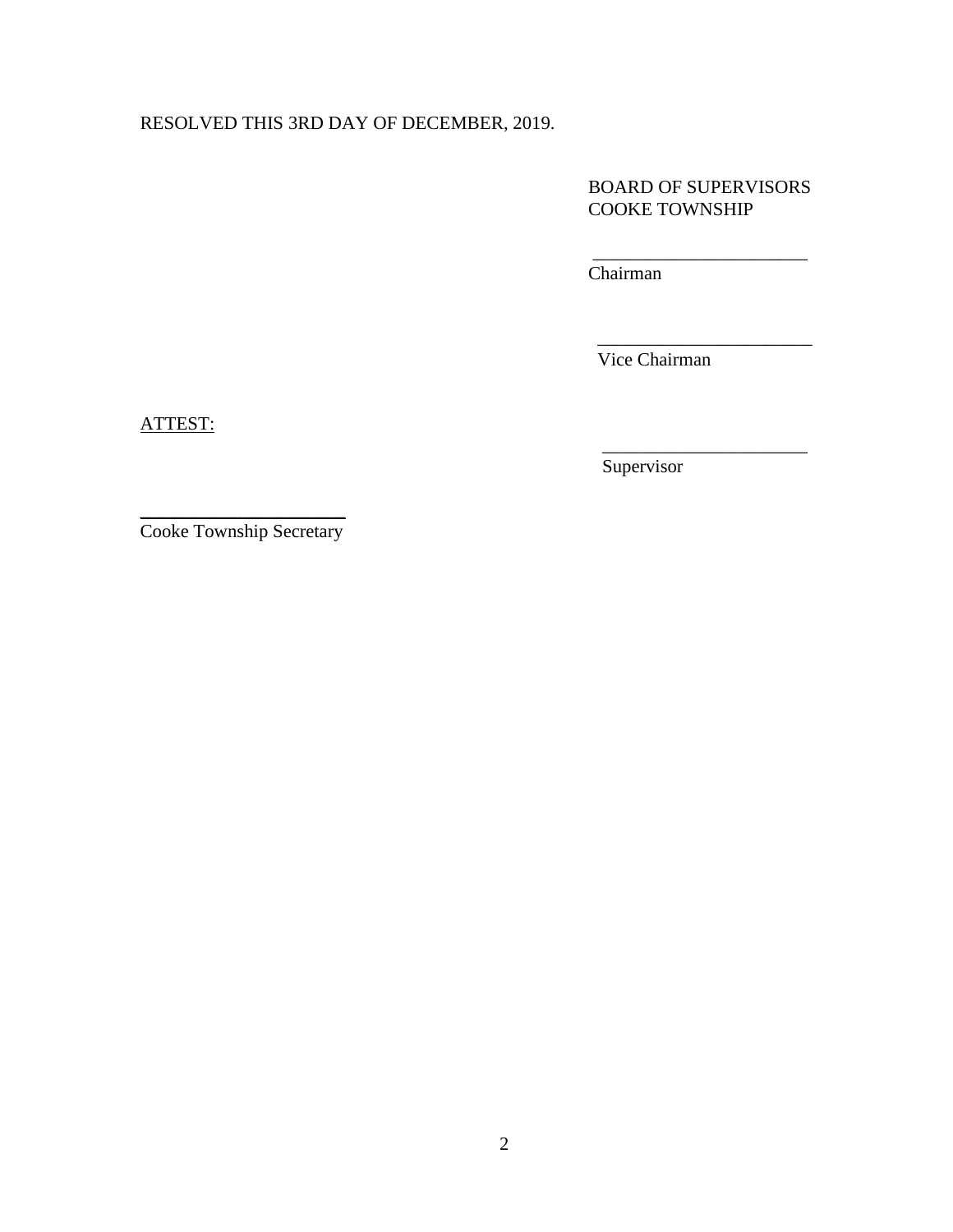RESOLVED THIS 3RD DAY OF DECEMBER, 2019.

BOARD OF SUPERVISORS
COOKE TOWNSHIP

\_\_\_\_\_\_\_\_\_\_\_\_\_\_\_\_\_\_\_\_\_\_\_\_
Chairman

\_\_\_\_\_\_\_\_\_\_\_\_\_\_\_\_\_\_\_\_\_\_\_\_
Vice Chairman

<u>ATTEST:</u>

\_\_\_\_\_\_\_\_\_\_\_\_\_\_\_\_\_\_\_\_\_\_\_
Supervisor

\_\_\_\_\_\_\_\_\_\_\_\_\_\_\_\_\_\_\_\_\_\_\_
Cooke Township Secretary